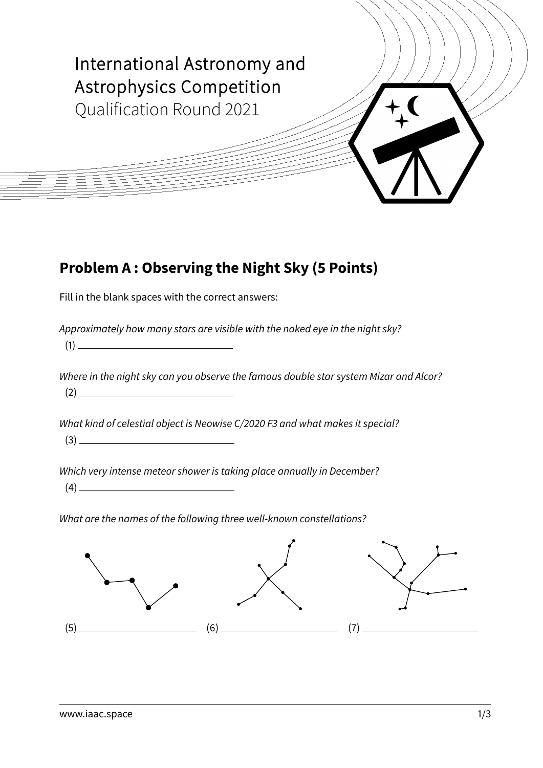International Astronomy and Astrophysics Competition

Qualification Round 2021

## Problem A : Observing the Night Sky (5 Points)

Fill in the blank spaces with the correct answers:

*Approximately how many stars are visible with the naked eye in the night sky?*

(1) ______________________________

*Where in the night sky can you observe the famous double star system Mizar and Alcor?*

(2) ______________________________

*What kind of celestial object is Neowise C/2020 F3 and what makes it special?*

(3) ______________________________

*Which very intense meteor shower is taking place annually in December?*

(4) ______________________________

*What are the names of the following three well-known constellations?*

(5) ______________________ (6) ______________________ (7) ______________________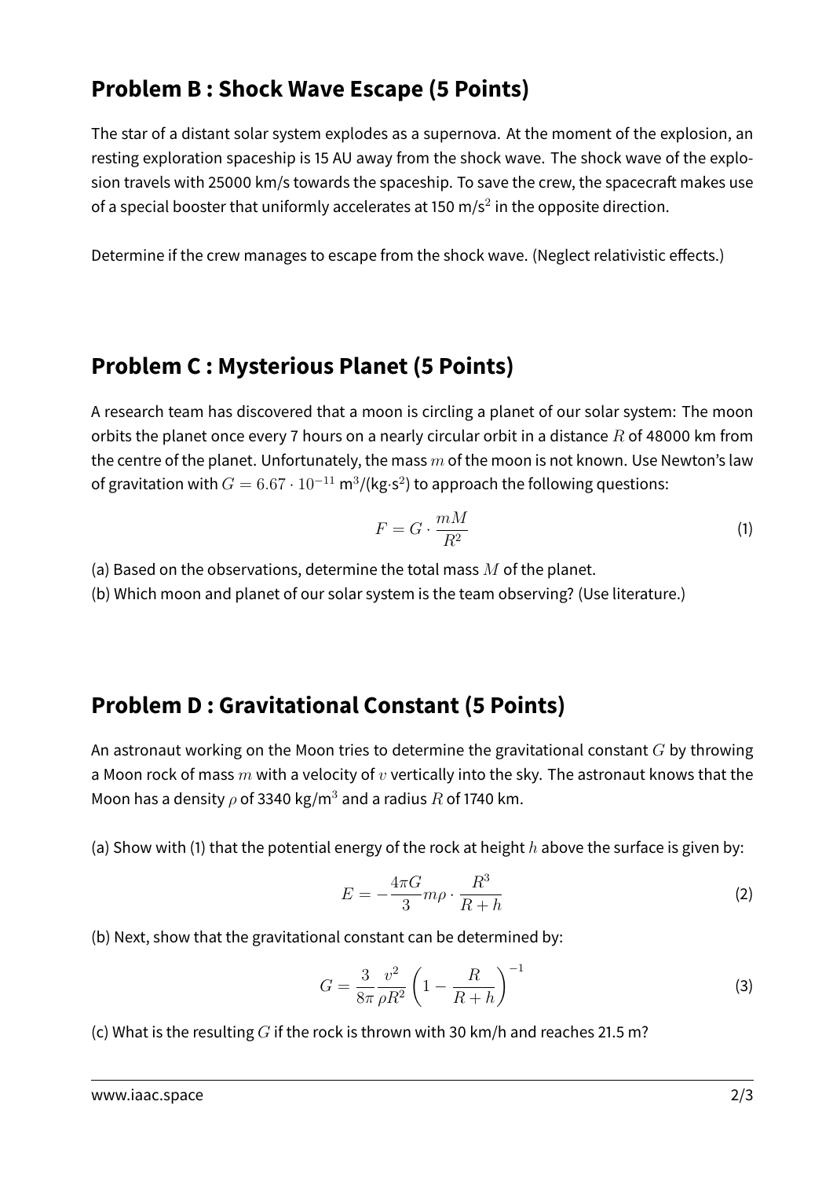## Problem B : Shock Wave Escape (5 Points)

The star of a distant solar system explodes as a supernova. At the moment of the explosion, an resting exploration spaceship is 15 AU away from the shock wave. The shock wave of the explosion travels with 25000 km/s towards the spaceship. To save the crew, the spacecraft makes use of a special booster that uniformly accelerates at 150 m/s$^2$ in the opposite direction.

Determine if the crew manages to escape from the shock wave. (Neglect relativistic effects.)

## Problem C : Mysterious Planet (5 Points)

A research team has discovered that a moon is circling a planet of our solar system: The moon orbits the planet once every 7 hours on a nearly circular orbit in a distance $R$ of 48000 km from the centre of the planet. Unfortunately, the mass $m$ of the moon is not known. Use Newton's law of gravitation with $G = 6.67 \cdot 10^{-11}$ m$^3$/(kg·s$^2$) to approach the following questions:

$$F = G \cdot \frac{mM}{R^2} \tag{1}$$

(a) Based on the observations, determine the total mass $M$ of the planet.
(b) Which moon and planet of our solar system is the team observing? (Use literature.)

## Problem D : Gravitational Constant (5 Points)

An astronaut working on the Moon tries to determine the gravitational constant $G$ by throwing a Moon rock of mass $m$ with a velocity of $v$ vertically into the sky. The astronaut knows that the Moon has a density $\rho$ of 3340 kg/m$^3$ and a radius $R$ of 1740 km.

(a) Show with (1) that the potential energy of the rock at height $h$ above the surface is given by:

$$E = -\frac{4\pi G}{3} m\rho \cdot \frac{R^3}{R+h} \tag{2}$$

(b) Next, show that the gravitational constant can be determined by:

$$G = \frac{3}{8\pi} \frac{v^2}{\rho R^2} \left(1 - \frac{R}{R+h}\right)^{-1} \tag{3}$$

(c) What is the resulting $G$ if the rock is thrown with 30 km/h and reaches 21.5 m?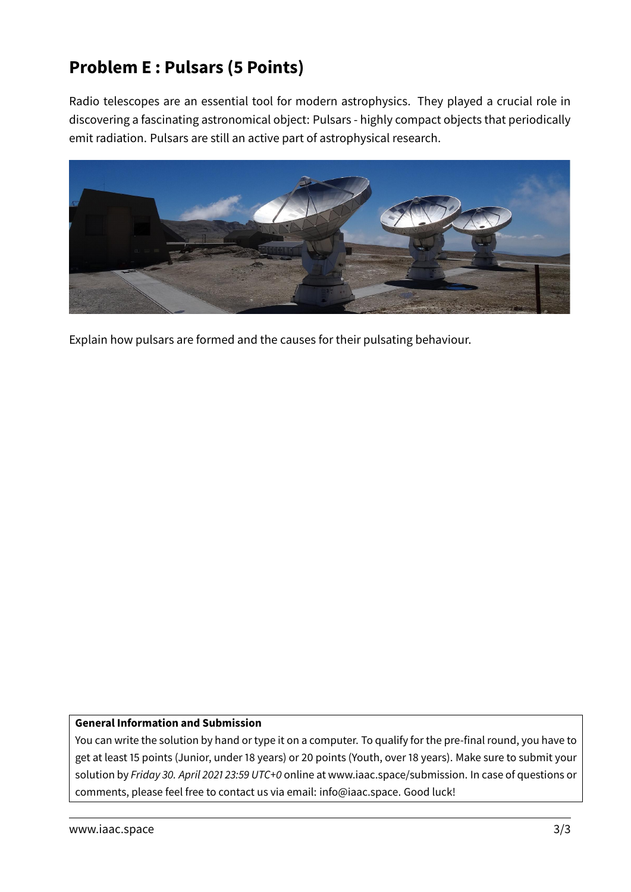## Problem E : Pulsars (5 Points)

Radio telescopes are an essential tool for modern astrophysics. They played a crucial role in discovering a fascinating astronomical object: Pulsars - highly compact objects that periodically emit radiation. Pulsars are still an active part of astrophysical research.

Explain how pulsars are formed and the causes for their pulsating behaviour.

**General Information and Submission**

You can write the solution by hand or type it on a computer. To qualify for the pre-final round, you have to get at least 15 points (Junior, under 18 years) or 20 points (Youth, over 18 years). Make sure to submit your solution by *Friday 30. April 2021 23:59 UTC+0* online at www.iaac.space/submission. In case of questions or comments, please feel free to contact us via email: info@iaac.space. Good luck!